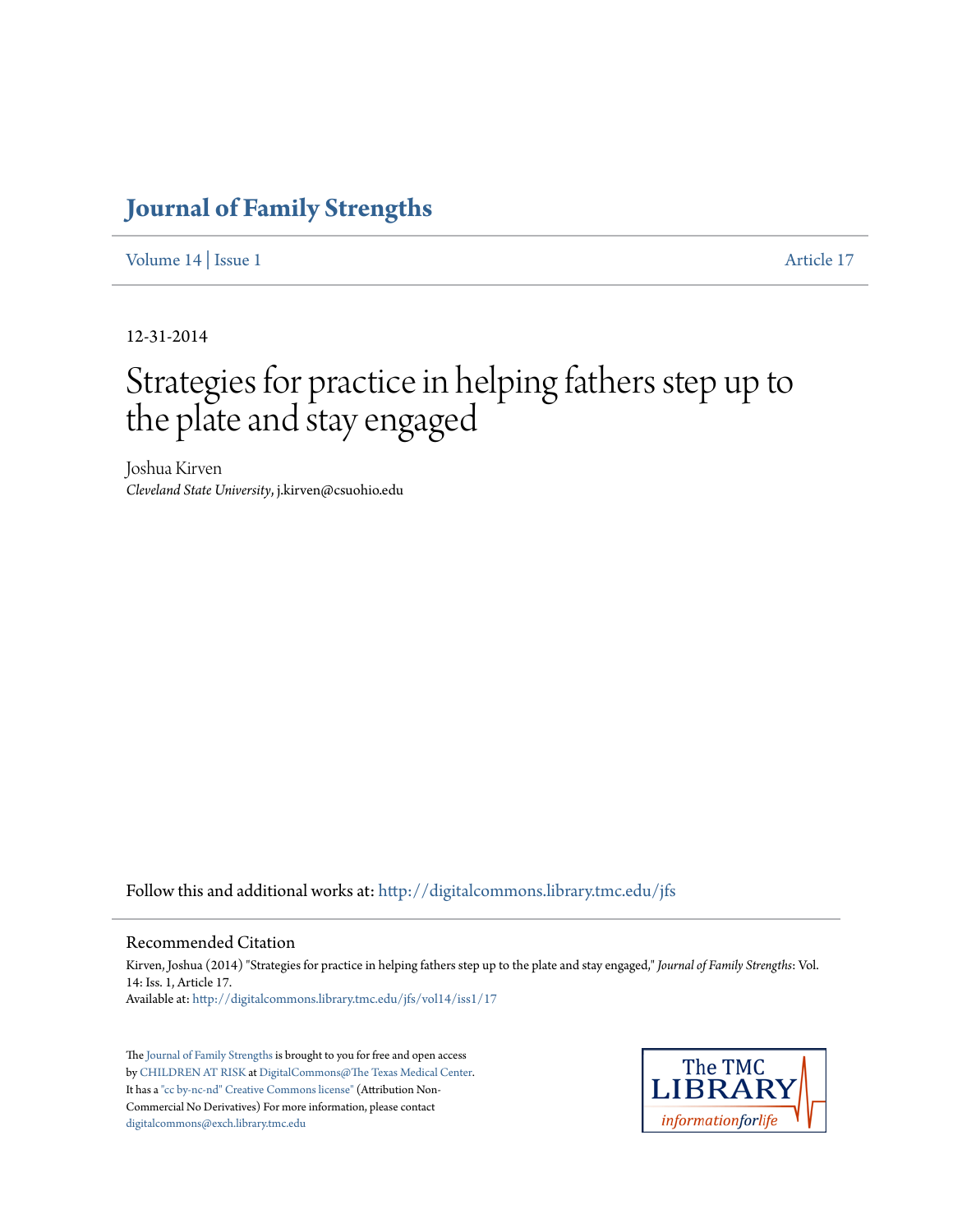# Journal of Family Strengths

Volume 14 | Issue 1 Article 17

12-31-2014

# Strategies for practice in helping fathers step up to the plate and stay engaged

Joshua Kirven
*Cleveland State University*, j.kirven@csuohio.edu

Follow this and additional works at: http://digitalcommons.library.tmc.edu/jfs

## Recommended Citation

Kirven, Joshua (2014) "Strategies for practice in helping fathers step up to the plate and stay engaged," *Journal of Family Strengths*: Vol. 14: Iss. 1, Article 17.
Available at: http://digitalcommons.library.tmc.edu/jfs/vol14/iss1/17

The Journal of Family Strengths is brought to you for free and open access by CHILDREN AT RISK at DigitalCommons@The Texas Medical Center. It has a "cc by-nc-nd" Creative Commons license" (Attribution Non-Commercial No Derivatives) For more information, please contact digitalcommons@exch.library.tmc.edu

The TMC LIBRARY
informationforlife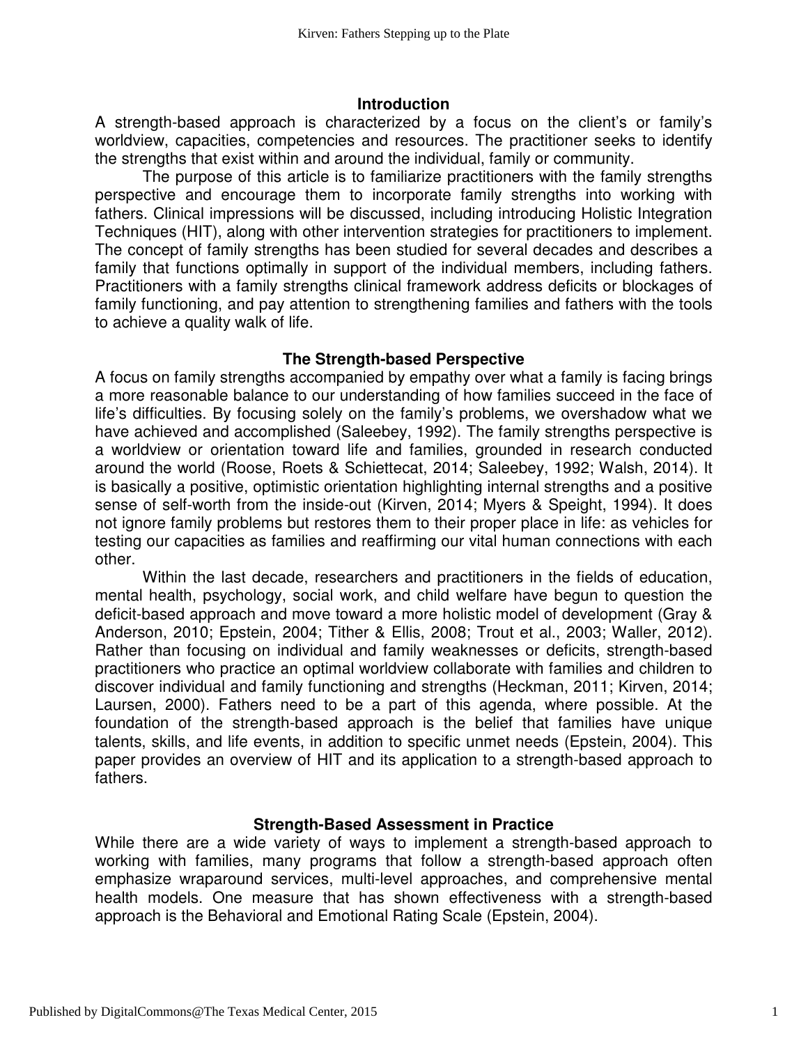## Introduction

A strength-based approach is characterized by a focus on the client's or family's worldview, capacities, competencies and resources. The practitioner seeks to identify the strengths that exist within and around the individual, family or community.

The purpose of this article is to familiarize practitioners with the family strengths perspective and encourage them to incorporate family strengths into working with fathers. Clinical impressions will be discussed, including introducing Holistic Integration Techniques (HIT), along with other intervention strategies for practitioners to implement. The concept of family strengths has been studied for several decades and describes a family that functions optimally in support of the individual members, including fathers. Practitioners with a family strengths clinical framework address deficits or blockages of family functioning, and pay attention to strengthening families and fathers with the tools to achieve a quality walk of life.

## The Strength-based Perspective

A focus on family strengths accompanied by empathy over what a family is facing brings a more reasonable balance to our understanding of how families succeed in the face of life's difficulties. By focusing solely on the family's problems, we overshadow what we have achieved and accomplished (Saleebey, 1992). The family strengths perspective is a worldview or orientation toward life and families, grounded in research conducted around the world (Roose, Roets & Schiettecat, 2014; Saleebey, 1992; Walsh, 2014). It is basically a positive, optimistic orientation highlighting internal strengths and a positive sense of self-worth from the inside-out (Kirven, 2014; Myers & Speight, 1994). It does not ignore family problems but restores them to their proper place in life: as vehicles for testing our capacities as families and reaffirming our vital human connections with each other.

Within the last decade, researchers and practitioners in the fields of education, mental health, psychology, social work, and child welfare have begun to question the deficit-based approach and move toward a more holistic model of development (Gray & Anderson, 2010; Epstein, 2004; Tither & Ellis, 2008; Trout et al., 2003; Waller, 2012). Rather than focusing on individual and family weaknesses or deficits, strength-based practitioners who practice an optimal worldview collaborate with families and children to discover individual and family functioning and strengths (Heckman, 2011; Kirven, 2014; Laursen, 2000). Fathers need to be a part of this agenda, where possible. At the foundation of the strength-based approach is the belief that families have unique talents, skills, and life events, in addition to specific unmet needs (Epstein, 2004). This paper provides an overview of HIT and its application to a strength-based approach to fathers.

## Strength-Based Assessment in Practice

While there are a wide variety of ways to implement a strength-based approach to working with families, many programs that follow a strength-based approach often emphasize wraparound services, multi-level approaches, and comprehensive mental health models. One measure that has shown effectiveness with a strength-based approach is the Behavioral and Emotional Rating Scale (Epstein, 2004).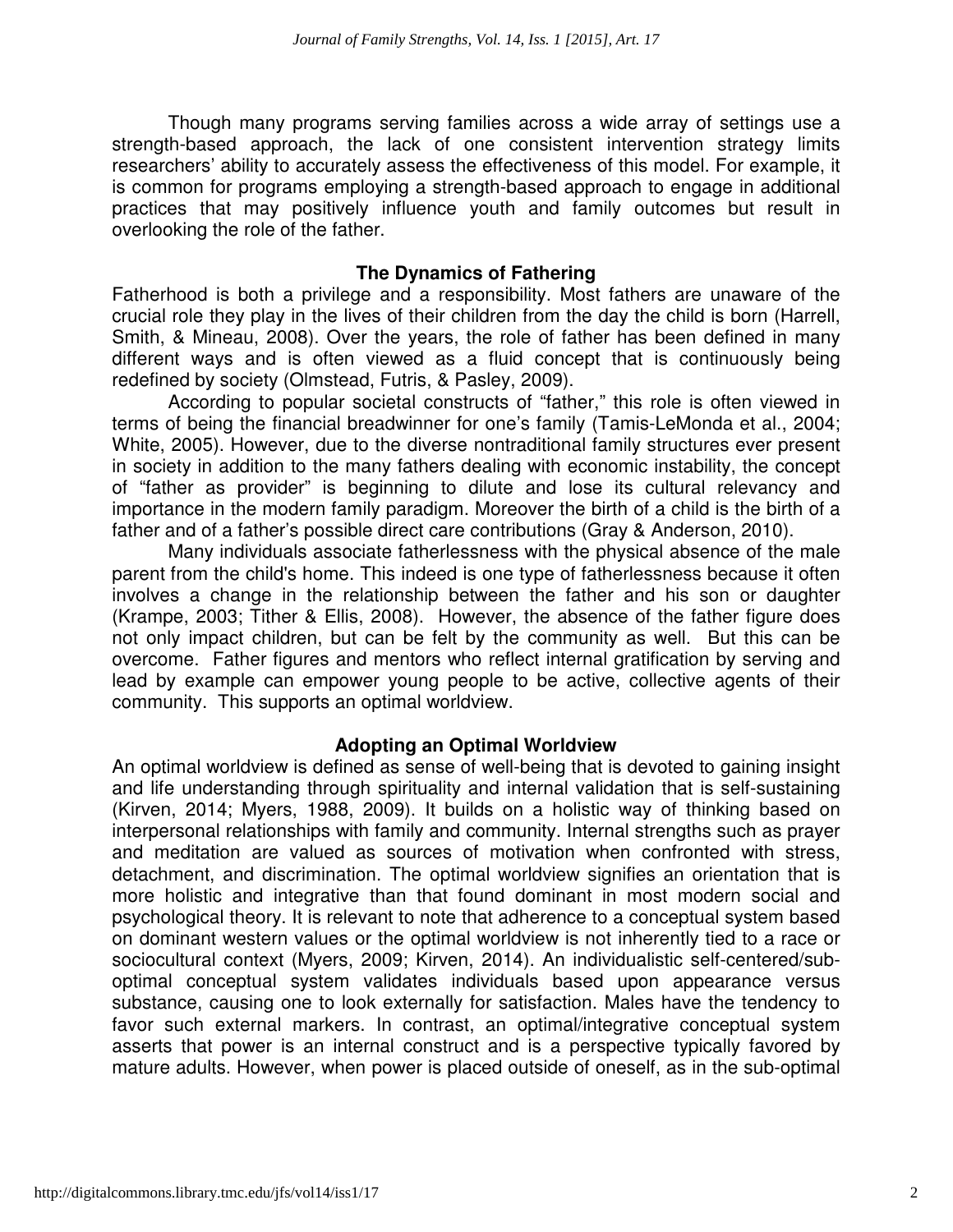Though many programs serving families across a wide array of settings use a strength-based approach, the lack of one consistent intervention strategy limits researchers' ability to accurately assess the effectiveness of this model. For example, it is common for programs employing a strength-based approach to engage in additional practices that may positively influence youth and family outcomes but result in overlooking the role of the father.

## The Dynamics of Fathering

Fatherhood is both a privilege and a responsibility. Most fathers are unaware of the crucial role they play in the lives of their children from the day the child is born (Harrell, Smith, & Mineau, 2008). Over the years, the role of father has been defined in many different ways and is often viewed as a fluid concept that is continuously being redefined by society (Olmstead, Futris, & Pasley, 2009).

According to popular societal constructs of "father," this role is often viewed in terms of being the financial breadwinner for one's family (Tamis-LeMonda et al., 2004; White, 2005). However, due to the diverse nontraditional family structures ever present in society in addition to the many fathers dealing with economic instability, the concept of "father as provider" is beginning to dilute and lose its cultural relevancy and importance in the modern family paradigm. Moreover the birth of a child is the birth of a father and of a father's possible direct care contributions (Gray & Anderson, 2010).

Many individuals associate fatherlessness with the physical absence of the male parent from the child's home. This indeed is one type of fatherlessness because it often involves a change in the relationship between the father and his son or daughter (Krampe, 2003; Tither & Ellis, 2008). However, the absence of the father figure does not only impact children, but can be felt by the community as well. But this can be overcome. Father figures and mentors who reflect internal gratification by serving and lead by example can empower young people to be active, collective agents of their community. This supports an optimal worldview.

## Adopting an Optimal Worldview

An optimal worldview is defined as sense of well-being that is devoted to gaining insight and life understanding through spirituality and internal validation that is self-sustaining (Kirven, 2014; Myers, 1988, 2009). It builds on a holistic way of thinking based on interpersonal relationships with family and community. Internal strengths such as prayer and meditation are valued as sources of motivation when confronted with stress, detachment, and discrimination. The optimal worldview signifies an orientation that is more holistic and integrative than that found dominant in most modern social and psychological theory. It is relevant to note that adherence to a conceptual system based on dominant western values or the optimal worldview is not inherently tied to a race or sociocultural context (Myers, 2009; Kirven, 2014). An individualistic self-centered/sub-optimal conceptual system validates individuals based upon appearance versus substance, causing one to look externally for satisfaction. Males have the tendency to favor such external markers. In contrast, an optimal/integrative conceptual system asserts that power is an internal construct and is a perspective typically favored by mature adults. However, when power is placed outside of oneself, as in the sub-optimal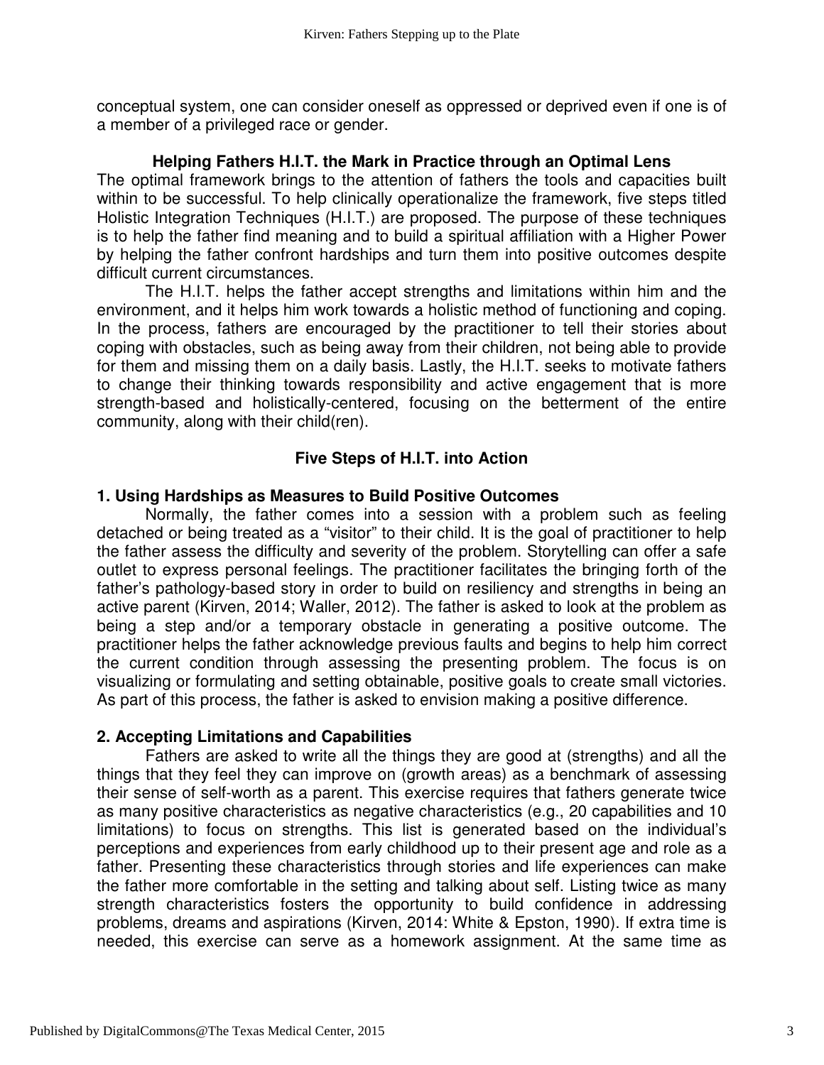conceptual system, one can consider oneself as oppressed or deprived even if one is of a member of a privileged race or gender.

## Helping Fathers H.I.T. the Mark in Practice through an Optimal Lens

The optimal framework brings to the attention of fathers the tools and capacities built within to be successful. To help clinically operationalize the framework, five steps titled Holistic Integration Techniques (H.I.T.) are proposed. The purpose of these techniques is to help the father find meaning and to build a spiritual affiliation with a Higher Power by helping the father confront hardships and turn them into positive outcomes despite difficult current circumstances.

The H.I.T. helps the father accept strengths and limitations within him and the environment, and it helps him work towards a holistic method of functioning and coping. In the process, fathers are encouraged by the practitioner to tell their stories about coping with obstacles, such as being away from their children, not being able to provide for them and missing them on a daily basis. Lastly, the H.I.T. seeks to motivate fathers to change their thinking towards responsibility and active engagement that is more strength-based and holistically-centered, focusing on the betterment of the entire community, along with their child(ren).

## Five Steps of H.I.T. into Action

### 1. Using Hardships as Measures to Build Positive Outcomes

Normally, the father comes into a session with a problem such as feeling detached or being treated as a "visitor" to their child. It is the goal of practitioner to help the father assess the difficulty and severity of the problem. Storytelling can offer a safe outlet to express personal feelings. The practitioner facilitates the bringing forth of the father's pathology-based story in order to build on resiliency and strengths in being an active parent (Kirven, 2014; Waller, 2012). The father is asked to look at the problem as being a step and/or a temporary obstacle in generating a positive outcome. The practitioner helps the father acknowledge previous faults and begins to help him correct the current condition through assessing the presenting problem. The focus is on visualizing or formulating and setting obtainable, positive goals to create small victories. As part of this process, the father is asked to envision making a positive difference.

### 2. Accepting Limitations and Capabilities

Fathers are asked to write all the things they are good at (strengths) and all the things that they feel they can improve on (growth areas) as a benchmark of assessing their sense of self-worth as a parent. This exercise requires that fathers generate twice as many positive characteristics as negative characteristics (e.g., 20 capabilities and 10 limitations) to focus on strengths. This list is generated based on the individual's perceptions and experiences from early childhood up to their present age and role as a father. Presenting these characteristics through stories and life experiences can make the father more comfortable in the setting and talking about self. Listing twice as many strength characteristics fosters the opportunity to build confidence in addressing problems, dreams and aspirations (Kirven, 2014: White & Epston, 1990). If extra time is needed, this exercise can serve as a homework assignment. At the same time as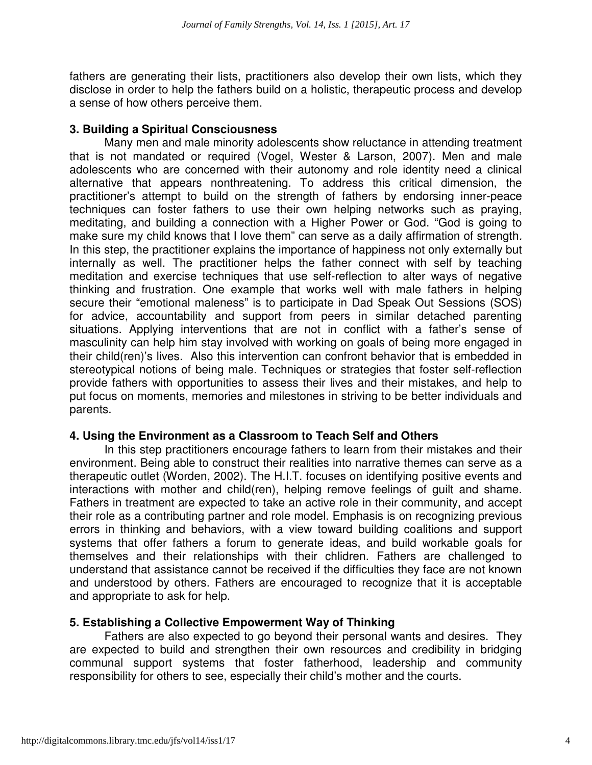fathers are generating their lists, practitioners also develop their own lists, which they disclose in order to help the fathers build on a holistic, therapeutic process and develop a sense of how others perceive them.

### 3. Building a Spiritual Consciousness

Many men and male minority adolescents show reluctance in attending treatment that is not mandated or required (Vogel, Wester & Larson, 2007). Men and male adolescents who are concerned with their autonomy and role identity need a clinical alternative that appears nonthreatening. To address this critical dimension, the practitioner's attempt to build on the strength of fathers by endorsing inner-peace techniques can foster fathers to use their own helping networks such as praying, meditating, and building a connection with a Higher Power or God. "God is going to make sure my child knows that I love them" can serve as a daily affirmation of strength. In this step, the practitioner explains the importance of happiness not only externally but internally as well. The practitioner helps the father connect with self by teaching meditation and exercise techniques that use self-reflection to alter ways of negative thinking and frustration. One example that works well with male fathers in helping secure their "emotional maleness" is to participate in Dad Speak Out Sessions (SOS) for advice, accountability and support from peers in similar detached parenting situations. Applying interventions that are not in conflict with a father's sense of masculinity can help him stay involved with working on goals of being more engaged in their child(ren)'s lives. Also this intervention can confront behavior that is embedded in stereotypical notions of being male. Techniques or strategies that foster self-reflection provide fathers with opportunities to assess their lives and their mistakes, and help to put focus on moments, memories and milestones in striving to be better individuals and parents.

### 4. Using the Environment as a Classroom to Teach Self and Others

In this step practitioners encourage fathers to learn from their mistakes and their environment. Being able to construct their realities into narrative themes can serve as a therapeutic outlet (Worden, 2002). The H.I.T. focuses on identifying positive events and interactions with mother and child(ren), helping remove feelings of guilt and shame. Fathers in treatment are expected to take an active role in their community, and accept their role as a contributing partner and role model. Emphasis is on recognizing previous errors in thinking and behaviors, with a view toward building coalitions and support systems that offer fathers a forum to generate ideas, and build workable goals for themselves and their relationships with their chlidren. Fathers are challenged to understand that assistance cannot be received if the difficulties they face are not known and understood by others. Fathers are encouraged to recognize that it is acceptable and appropriate to ask for help.

### 5. Establishing a Collective Empowerment Way of Thinking

Fathers are also expected to go beyond their personal wants and desires. They are expected to build and strengthen their own resources and credibility in bridging communal support systems that foster fatherhood, leadership and community responsibility for others to see, especially their child's mother and the courts.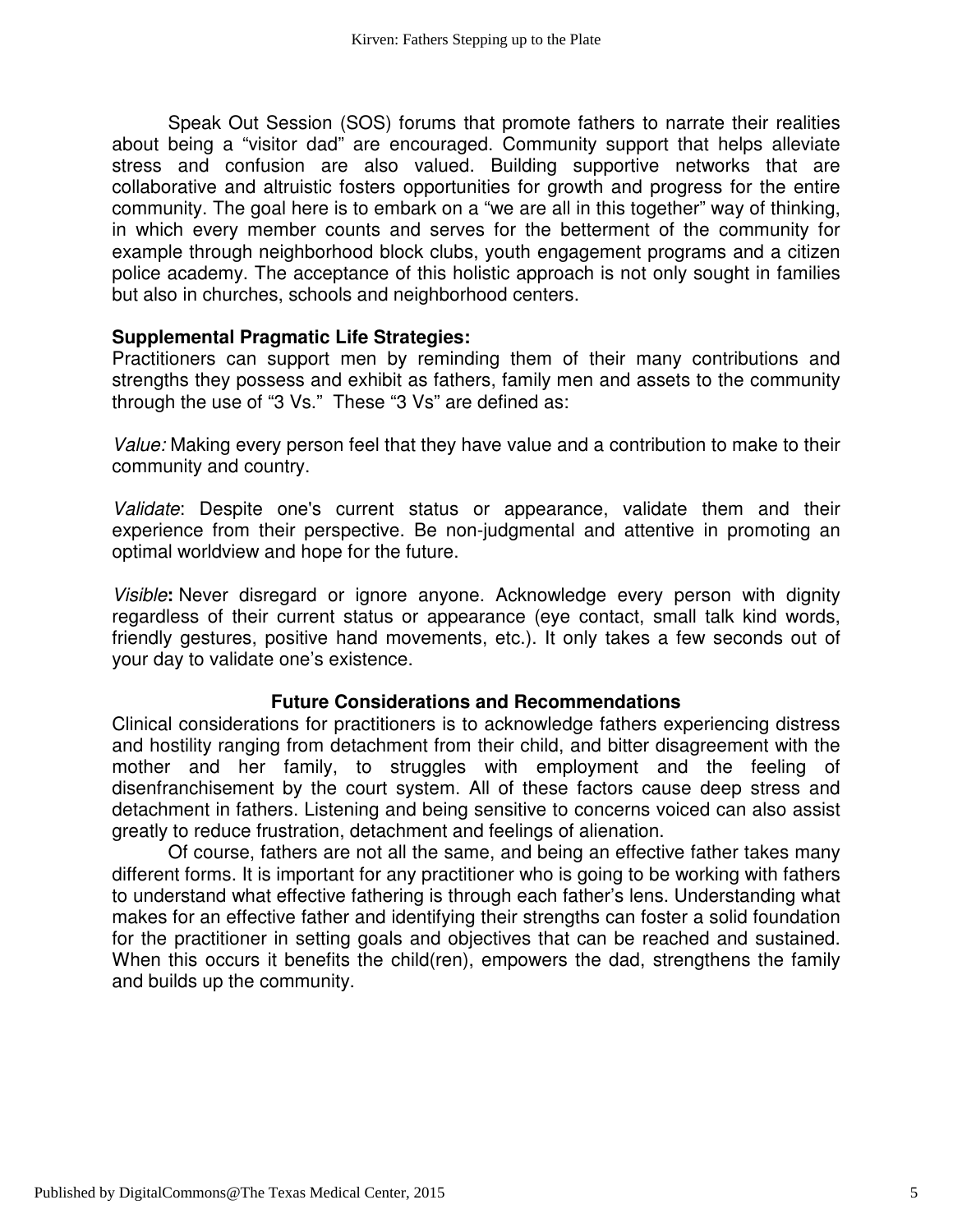Speak Out Session (SOS) forums that promote fathers to narrate their realities about being a "visitor dad" are encouraged. Community support that helps alleviate stress and confusion are also valued. Building supportive networks that are collaborative and altruistic fosters opportunities for growth and progress for the entire community. The goal here is to embark on a "we are all in this together" way of thinking, in which every member counts and serves for the betterment of the community for example through neighborhood block clubs, youth engagement programs and a citizen police academy. The acceptance of this holistic approach is not only sought in families but also in churches, schools and neighborhood centers.

**Supplemental Pragmatic Life Strategies:**

Practitioners can support men by reminding them of their many contributions and strengths they possess and exhibit as fathers, family men and assets to the community through the use of "3 Vs." These "3 Vs" are defined as:

*Value:* Making every person feel that they have value and a contribution to make to their community and country.

*Validate*: Despite one's current status or appearance, validate them and their experience from their perspective. Be non-judgmental and attentive in promoting an optimal worldview and hope for the future.

*Visible***:** Never disregard or ignore anyone. Acknowledge every person with dignity regardless of their current status or appearance (eye contact, small talk kind words, friendly gestures, positive hand movements, etc.). It only takes a few seconds out of your day to validate one's existence.

## Future Considerations and Recommendations

Clinical considerations for practitioners is to acknowledge fathers experiencing distress and hostility ranging from detachment from their child, and bitter disagreement with the mother and her family, to struggles with employment and the feeling of disenfranchisement by the court system. All of these factors cause deep stress and detachment in fathers. Listening and being sensitive to concerns voiced can also assist greatly to reduce frustration, detachment and feelings of alienation.

Of course, fathers are not all the same, and being an effective father takes many different forms. It is important for any practitioner who is going to be working with fathers to understand what effective fathering is through each father's lens. Understanding what makes for an effective father and identifying their strengths can foster a solid foundation for the practitioner in setting goals and objectives that can be reached and sustained. When this occurs it benefits the child(ren), empowers the dad, strengthens the family and builds up the community.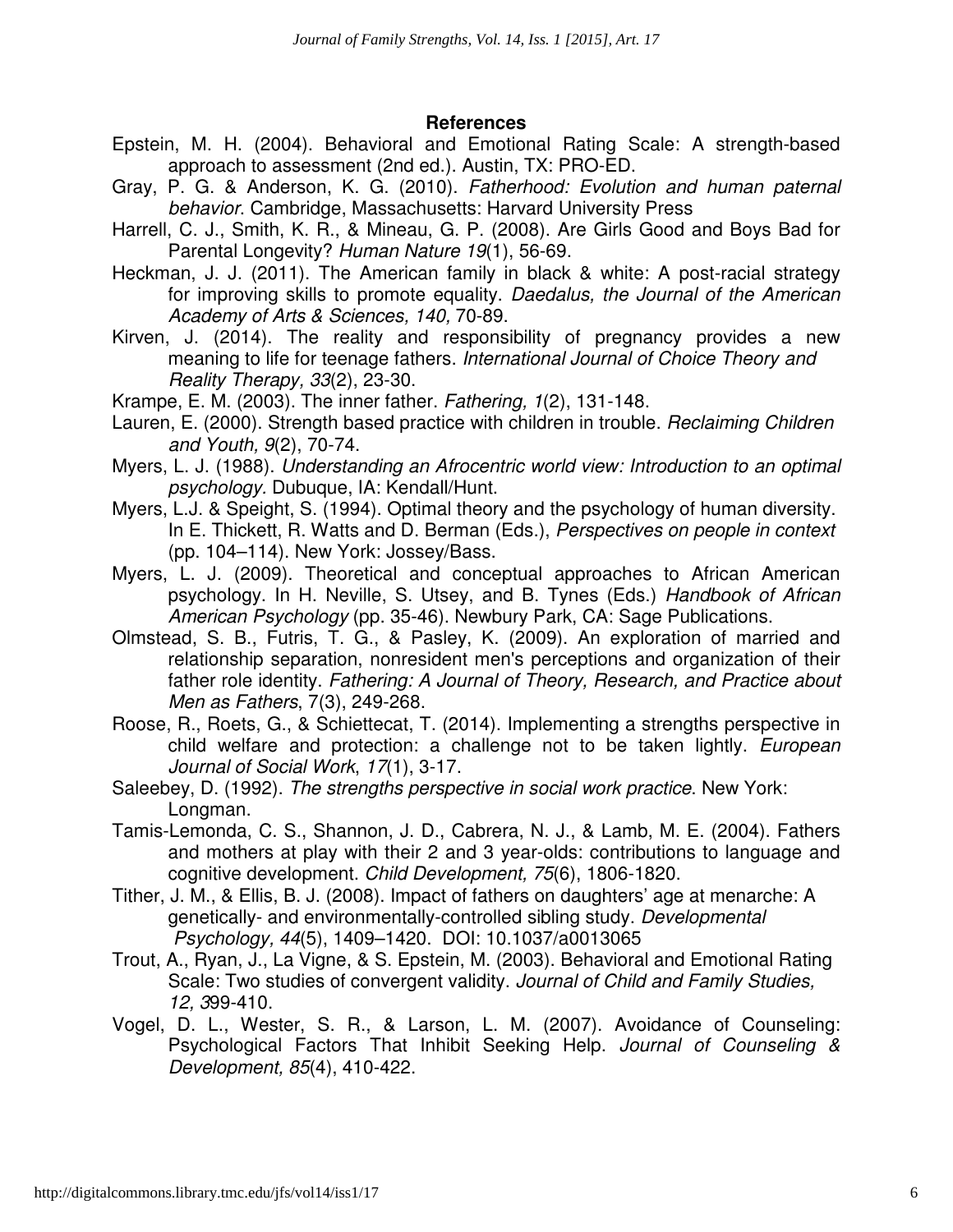## References

Epstein, M. H. (2004). Behavioral and Emotional Rating Scale: A strength-based approach to assessment (2nd ed.). Austin, TX: PRO-ED.

Gray, P. G. & Anderson, K. G. (2010). *Fatherhood: Evolution and human paternal behavior*. Cambridge, Massachusetts: Harvard University Press

Harrell, C. J., Smith, K. R., & Mineau, G. P. (2008). Are Girls Good and Boys Bad for Parental Longevity? *Human Nature 19*(1), 56-69.

Heckman, J. J. (2011). The American family in black & white: A post-racial strategy for improving skills to promote equality. *Daedalus, the Journal of the American Academy of Arts & Sciences, 140,* 70-89.

Kirven, J. (2014). The reality and responsibility of pregnancy provides a new meaning to life for teenage fathers. *International Journal of Choice Theory and Reality Therapy, 33*(2), 23-30.

Krampe, E. M. (2003). The inner father. *Fathering, 1*(2), 131-148.

Lauren, E. (2000). Strength based practice with children in trouble. *Reclaiming Children and Youth, 9*(2), 70-74.

Myers, L. J. (1988). *Understanding an Afrocentric world view: Introduction to an optimal psychology.* Dubuque, IA: Kendall/Hunt.

Myers, L.J. & Speight, S. (1994). Optimal theory and the psychology of human diversity. In E. Thickett, R. Watts and D. Berman (Eds.), *Perspectives on people in context* (pp. 104–114). New York: Jossey/Bass.

Myers, L. J. (2009). Theoretical and conceptual approaches to African American psychology. In H. Neville, S. Utsey, and B. Tynes (Eds.) *Handbook of African American Psychology* (pp. 35-46). Newbury Park, CA: Sage Publications.

Olmstead, S. B., Futris, T. G., & Pasley, K. (2009). An exploration of married and relationship separation, nonresident men's perceptions and organization of their father role identity. *Fathering: A Journal of Theory, Research, and Practice about Men as Fathers*, 7(3), 249-268.

Roose, R., Roets, G., & Schiettecat, T. (2014). Implementing a strengths perspective in child welfare and protection: a challenge not to be taken lightly. *European Journal of Social Work*, *17*(1), 3-17.

Saleebey, D. (1992). *The strengths perspective in social work practice*. New York: Longman.

Tamis-Lemonda, C. S., Shannon, J. D., Cabrera, N. J., & Lamb, M. E. (2004). Fathers and mothers at play with their 2 and 3 year-olds: contributions to language and cognitive development. *Child Development, 75*(6), 1806-1820.

Tither, J. M., & Ellis, B. J. (2008). Impact of fathers on daughters' age at menarche: A genetically- and environmentally-controlled sibling study. *Developmental Psychology, 44*(5), 1409–1420. DOI: 10.1037/a0013065

Trout, A., Ryan, J., La Vigne, & S. Epstein, M. (2003). Behavioral and Emotional Rating Scale: Two studies of convergent validity. *Journal of Child and Family Studies, 12, 3*99-410.

Vogel, D. L., Wester, S. R., & Larson, L. M. (2007). Avoidance of Counseling: Psychological Factors That Inhibit Seeking Help. *Journal of Counseling & Development, 85*(4), 410-422.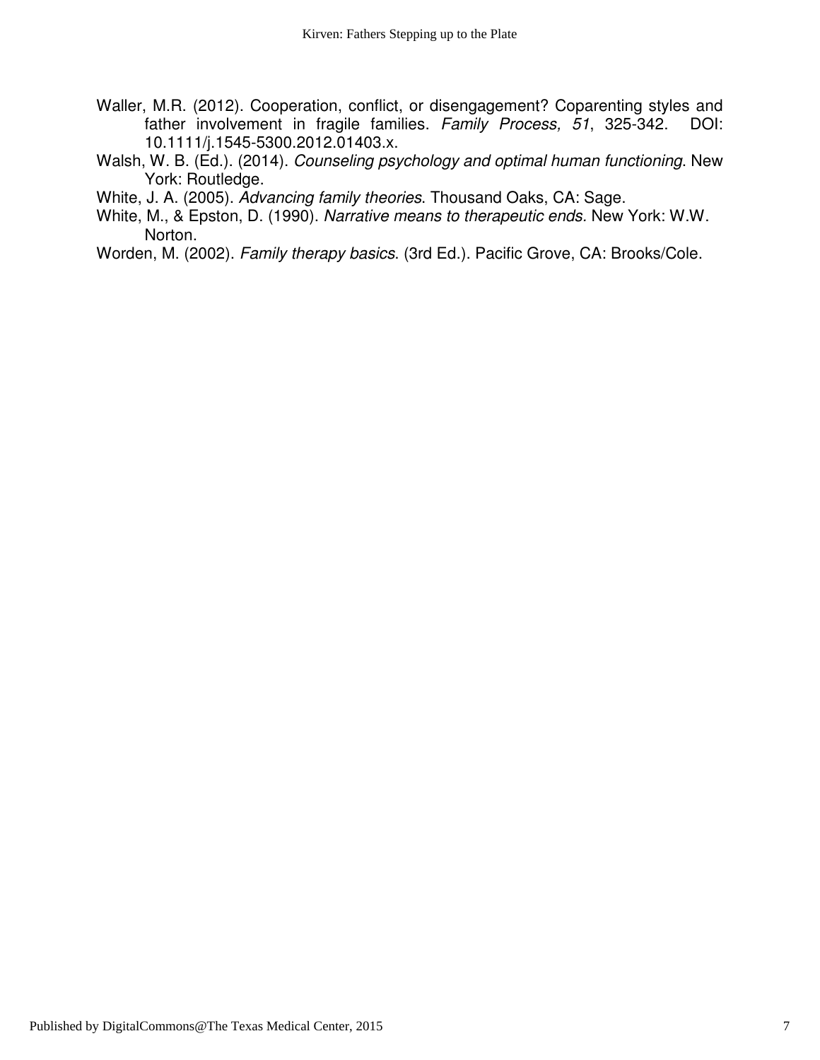Waller, M.R. (2012). Cooperation, conflict, or disengagement? Coparenting styles and father involvement in fragile families. *Family Process, 51*, 325-342. DOI: 10.1111/j.1545-5300.2012.01403.x.

Walsh, W. B. (Ed.). (2014). *Counseling psychology and optimal human functioning*. New York: Routledge.

White, J. A. (2005). *Advancing family theories*. Thousand Oaks, CA: Sage.

White, M., & Epston, D. (1990). *Narrative means to therapeutic ends*. New York: W.W. Norton.

Worden, M. (2002). *Family therapy basics*. (3rd Ed.). Pacific Grove, CA: Brooks/Cole.